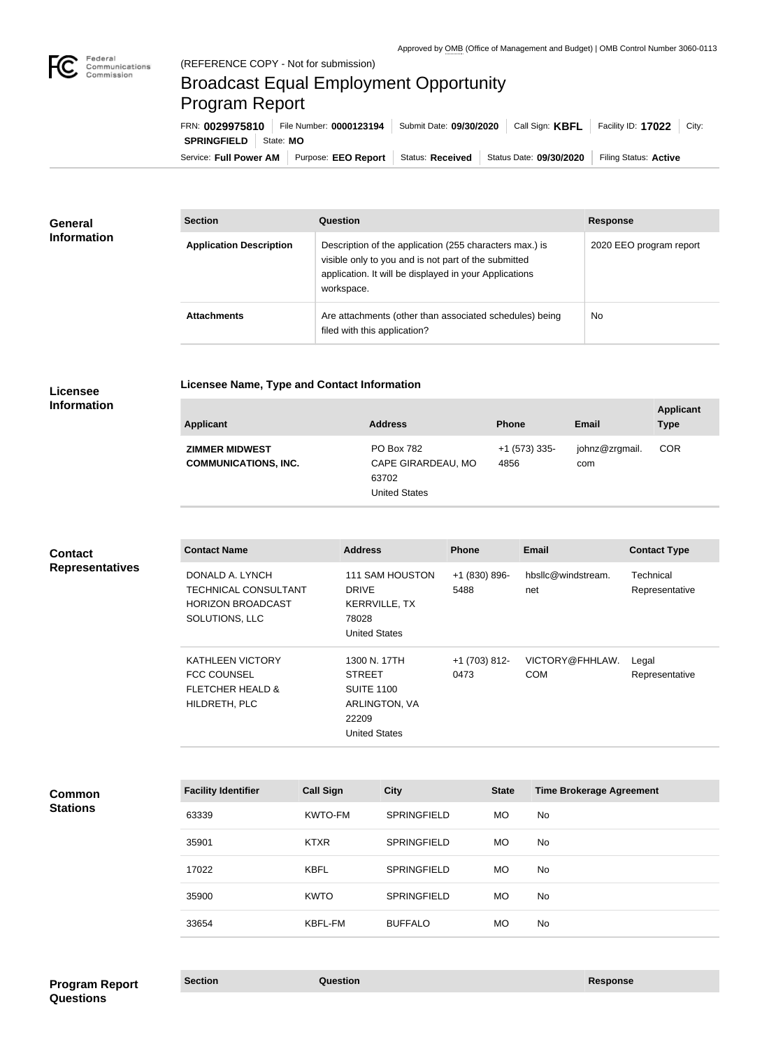Approved by OMB (Office of Management and Budget) | OMB Control Number 3060-0113

(REFERENCE COPY - Not for submission)

# Broadcast Equal Employment Opportunity Program Report

FRN: **0029975810** | File Number: **0000123194** | Submit Date: **09/30/2020** | Call Sign: **KBFL** | Facility ID: **17022** | City: **SPRINGFIELD** | State: **MO**

Service: **Full Power AM** | Purpose: **EEO Report** | Status: **Received** | Status Date: **09/30/2020** | Filing Status: **Active**

## General Information

| Section | Question | Response |
|---|---|---|
| **Application Description** | Description of the application (255 characters max.) is visible only to you and is not part of the submitted application. It will be displayed in your Applications workspace. | 2020 EEO program report |
| **Attachments** | Are attachments (other than associated schedules) being filed with this application? | No |

## Licensee Information

### Licensee Name, Type and Contact Information

| Applicant | Address | Phone | Email | Applicant Type |
|---|---|---|---|---|
| **ZIMMER MIDWEST COMMUNICATIONS, INC.** | PO Box 782<br>CAPE GIRARDEAU, MO 63702<br>United States | +1 (573) 335-4856 | johnz@zrgmail.com | COR |

## Contact Representatives

| Contact Name | Address | Phone | Email | Contact Type |
|---|---|---|---|---|
| DONALD A. LYNCH<br>TECHNICAL CONSULTANT<br>HORIZON BROADCAST SOLUTIONS, LLC | 111 SAM HOUSTON DRIVE<br>KERRVILLE, TX 78028<br>United States | +1 (830) 896-5488 | hbsllc@windstream.net | Technical Representative |
| KATHLEEN VICTORY<br>FCC COUNSEL<br>FLETCHER HEALD & HILDRETH, PLC | 1300 N. 17TH STREET<br>SUITE 1100<br>ARLINGTON, VA 22209<br>United States | +1 (703) 812-0473 | VICTORY@FHHLAW.COM | Legal Representative |

## Common Stations

| Facility Identifier | Call Sign | City | State | Time Brokerage Agreement |
|---|---|---|---|---|
| 63339 | KWTO-FM | SPRINGFIELD | MO | No |
| 35901 | KTXR | SPRINGFIELD | MO | No |
| 17022 | KBFL | SPRINGFIELD | MO | No |
| 35900 | KWTO | SPRINGFIELD | MO | No |
| 33654 | KBFL-FM | BUFFALO | MO | No |

## Program Report Questions

| Section | Question | Response |
|---|---|---|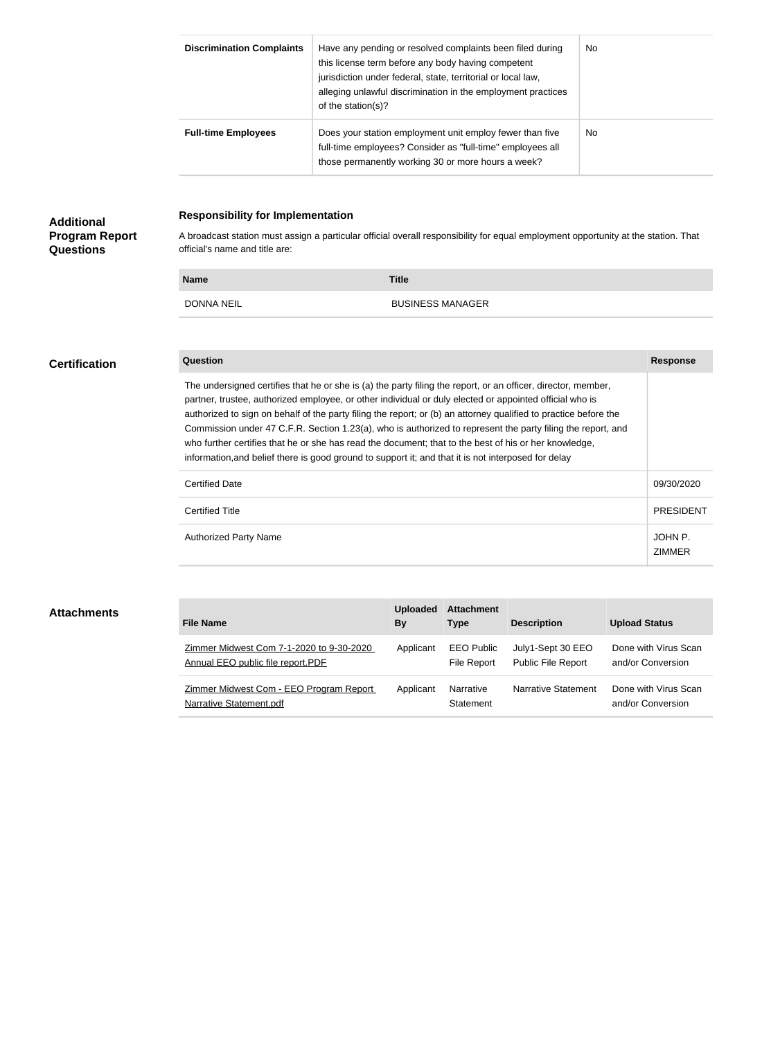| | | |
|---|---|---|
| **Discrimination Complaints** | Have any pending or resolved complaints been filed during this license term before any body having competent jurisdiction under federal, state, territorial or local law, alleging unlawful discrimination in the employment practices of the station(s)? | No |
| **Full-time Employees** | Does your station employment unit employ fewer than five full-time employees? Consider as "full-time" employees all those permanently working 30 or more hours a week? | No |

## Additional Program Report Questions

**Responsibility for Implementation**

A broadcast station must assign a particular official overall responsibility for equal employment opportunity at the station. That official's name and title are:

| Name | Title |
|---|---|
| DONNA NEIL | BUSINESS MANAGER |

## Certification

| Question | Response |
|---|---|
| The undersigned certifies that he or she is (a) the party filing the report, or an officer, director, member, partner, trustee, authorized employee, or other individual or duly elected or appointed official who is authorized to sign on behalf of the party filing the report; or (b) an attorney qualified to practice before the Commission under 47 C.F.R. Section 1.23(a), who is authorized to represent the party filing the report, and who further certifies that he or she has read the document; that to the best of his or her knowledge, information,and belief there is good ground to support it; and that it is not interposed for delay | |
| Certified Date | 09/30/2020 |
| Certified Title | PRESIDENT |
| Authorized Party Name | JOHN P. ZIMMER |

## Attachments

| File Name | Uploaded By | Attachment Type | Description | Upload Status |
|---|---|---|---|---|
| Zimmer Midwest Com 7-1-2020 to 9-30-2020 Annual EEO public file report.PDF | Applicant | EEO Public File Report | July1-Sept 30 EEO Public File Report | Done with Virus Scan and/or Conversion |
| Zimmer Midwest Com - EEO Program Report Narrative Statement.pdf | Applicant | Narrative Statement | Narrative Statement | Done with Virus Scan and/or Conversion |